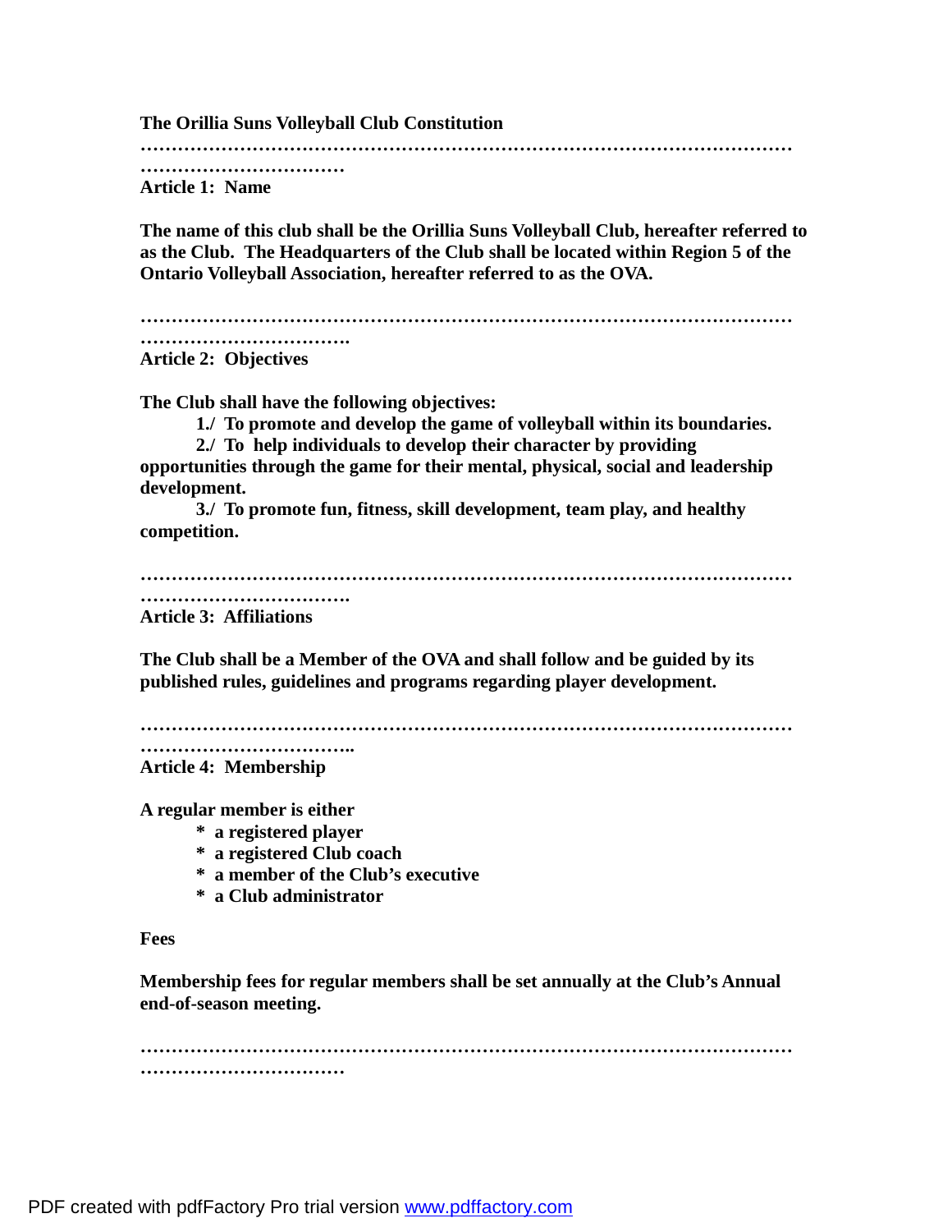# The Orillia Suns Volleyball Club Constitution

……………………………………………………………………………………………………………………

## Article 1: Name

**The name of this club shall be the Orillia Suns Volleyball Club, hereafter referred to as the Club. The Headquarters of the Club shall be located within Region 5 of the Ontario Volleyball Association, hereafter referred to as the OVA.**

…………………………………………………………………………………………………………………….

## Article 2: Objectives

**The Club shall have the following objectives:**

**1./ To promote and develop the game of volleyball within its boundaries.**

**2./ To help individuals to develop their character by providing opportunities through the game for their mental, physical, social and leadership development.**

**3./ To promote fun, fitness, skill development, team play, and healthy competition.**

…………………………………………………………………………………………………………………….

## Article 3: Affiliations

**The Club shall be a Member of the OVA and shall follow and be guided by its published rules, guidelines and programs regarding player development.**

……………………………………………………………………………………………………………………..

## Article 4: Membership

**A regular member is either**

- **a registered player**
- **a registered Club coach**
- **a member of the Club's executive**
- **a Club administrator**

### Fees

**Membership fees for regular members shall be set annually at the Club's Annual end-of-season meeting.**

……………………………………………………………………………………………………………………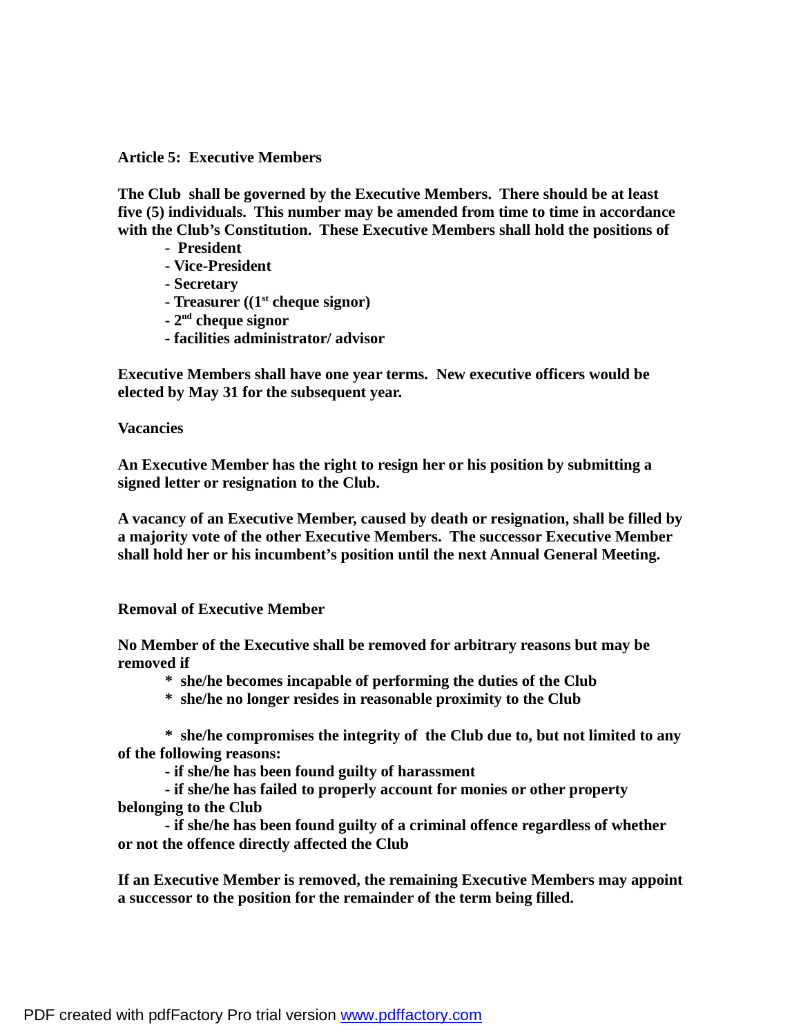**Article 5: Executive Members**

**The Club shall be governed by the Executive Members. There should be at least five (5) individuals. This number may be amended from time to time in accordance with the Club's Constitution. These Executive Members shall hold the positions of**

- **President**
- **Vice-President**
- **Secretary**
- **Treasurer ((1st cheque signor)**
- **2nd cheque signor**
- **facilities administrator/ advisor**

**Executive Members shall have one year terms. New executive officers would be elected by May 31 for the subsequent year.**

**Vacancies**

**An Executive Member has the right to resign her or his position by submitting a signed letter or resignation to the Club.**

**A vacancy of an Executive Member, caused by death or resignation, shall be filled by a majority vote of the other Executive Members. The successor Executive Member shall hold her or his incumbent's position until the next Annual General Meeting.**

**Removal of Executive Member**

**No Member of the Executive shall be removed for arbitrary reasons but may be removed if**

* **she/he becomes incapable of performing the duties of the Club**
* **she/he no longer resides in reasonable proximity to the Club**

* **she/he compromises the integrity of the Club due to, but not limited to any of the following reasons:**
  - **if she/he has been found guilty of harassment**
  - **if she/he has failed to properly account for monies or other property belonging to the Club**
  - **if she/he has been found guilty of a criminal offence regardless of whether or not the offence directly affected the Club**

**If an Executive Member is removed, the remaining Executive Members may appoint a successor to the position for the remainder of the term being filled.**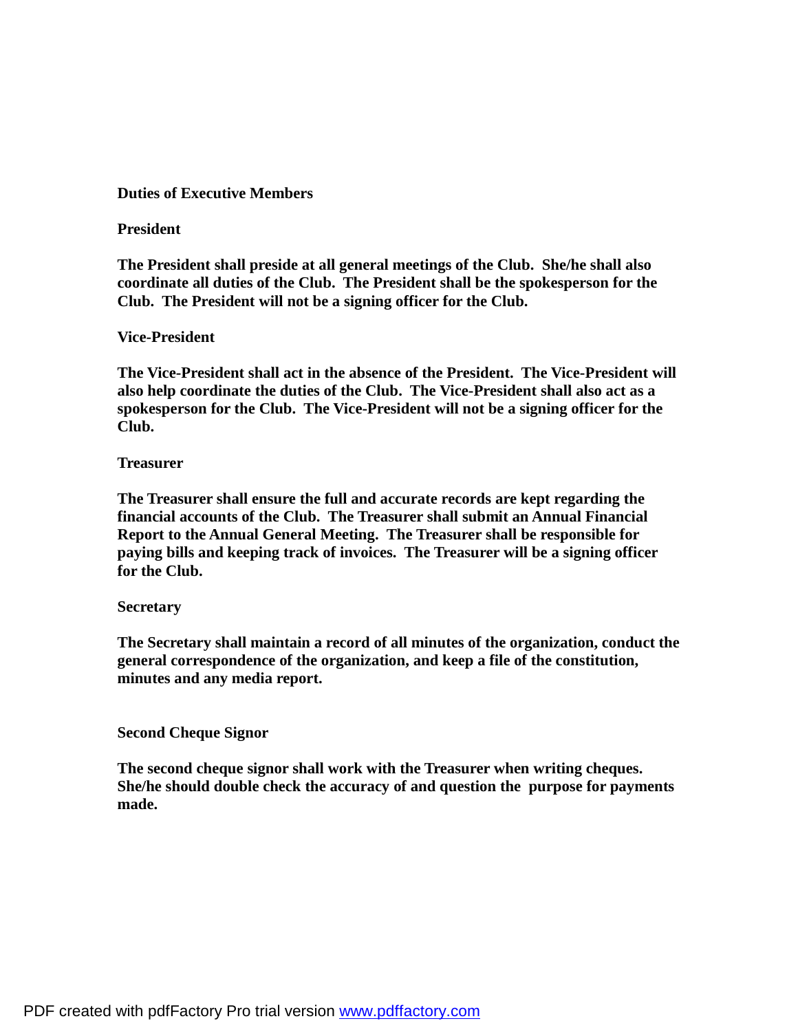## Duties of Executive Members

### President

**The President shall preside at all general meetings of the Club. She/he shall also coordinate all duties of the Club. The President shall be the spokesperson for the Club. The President will not be a signing officer for the Club.**

### Vice-President

**The Vice-President shall act in the absence of the President. The Vice-President will also help coordinate the duties of the Club. The Vice-President shall also act as a spokesperson for the Club. The Vice-President will not be a signing officer for the Club.**

### Treasurer

**The Treasurer shall ensure the full and accurate records are kept regarding the financial accounts of the Club. The Treasurer shall submit an Annual Financial Report to the Annual General Meeting. The Treasurer shall be responsible for paying bills and keeping track of invoices. The Treasurer will be a signing officer for the Club.**

### Secretary

**The Secretary shall maintain a record of all minutes of the organization, conduct the general correspondence of the organization, and keep a file of the constitution, minutes and any media report.**

### Second Cheque Signor

**The second cheque signor shall work with the Treasurer when writing cheques. She/he should double check the accuracy of and question the purpose for payments made.**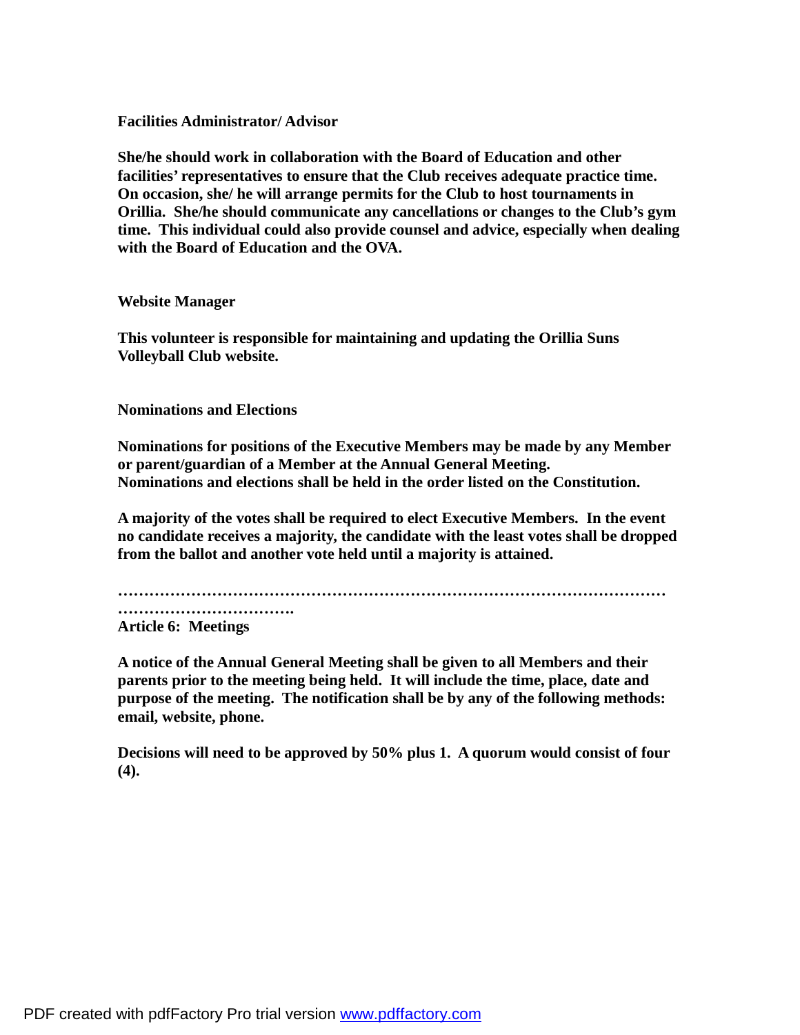### Facilities Administrator/ Advisor

**She/he should work in collaboration with the Board of Education and other facilities' representatives to ensure that the Club receives adequate practice time. On occasion, she/ he will arrange permits for the Club to host tournaments in Orillia. She/he should communicate any cancellations or changes to the Club's gym time. This individual could also provide counsel and advice, especially when dealing with the Board of Education and the OVA.**

### Website Manager

**This volunteer is responsible for maintaining and updating the Orillia Suns Volleyball Club website.**

### Nominations and Elections

**Nominations for positions of the Executive Members may be made by any Member or parent/guardian of a Member at the Annual General Meeting.**
**Nominations and elections shall be held in the order listed on the Constitution.**

**A majority of the votes shall be required to elect Executive Members. In the event no candidate receives a majority, the candidate with the least votes shall be dropped from the ballot and another vote held until a majority is attained.**

**…………………………………………………………………………………………………………………………….**

## Article 6: Meetings

**A notice of the Annual General Meeting shall be given to all Members and their parents prior to the meeting being held. It will include the time, place, date and purpose of the meeting. The notification shall be by any of the following methods: email, website, phone.**

**Decisions will need to be approved by 50% plus 1. A quorum would consist of four (4).**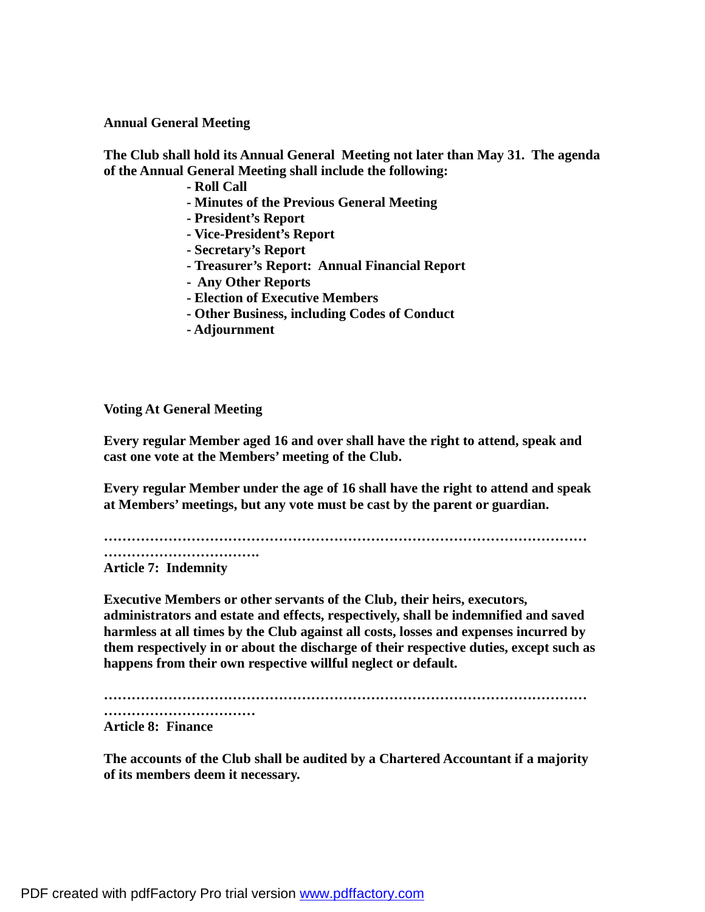**Annual General Meeting**

**The Club shall hold its Annual General Meeting not later than May 31. The agenda of the Annual General Meeting shall include the following:**

- **Roll Call**
- **Minutes of the Previous General Meeting**
- **President's Report**
- **Vice-President's Report**
- **Secretary's Report**
- **Treasurer's Report: Annual Financial Report**
- **Any Other Reports**
- **Election of Executive Members**
- **Other Business, including Codes of Conduct**
- **Adjournment**

**Voting At General Meeting**

**Every regular Member aged 16 and over shall have the right to attend, speak and cast one vote at the Members' meeting of the Club.**

**Every regular Member under the age of 16 shall have the right to attend and speak at Members' meetings, but any vote must be cast by the parent or guardian.**

**……………………………………………………………………………………………………………………….**

**Article 7: Indemnity**

**Executive Members or other servants of the Club, their heirs, executors, administrators and estate and effects, respectively, shall be indemnified and saved harmless at all times by the Club against all costs, losses and expenses incurred by them respectively in or about the discharge of their respective duties, except such as happens from their own respective willful neglect or default.**

**……………………………………………………………………………………………………………………….**

**Article 8: Finance**

**The accounts of the Club shall be audited by a Chartered Accountant if a majority of its members deem it necessary.**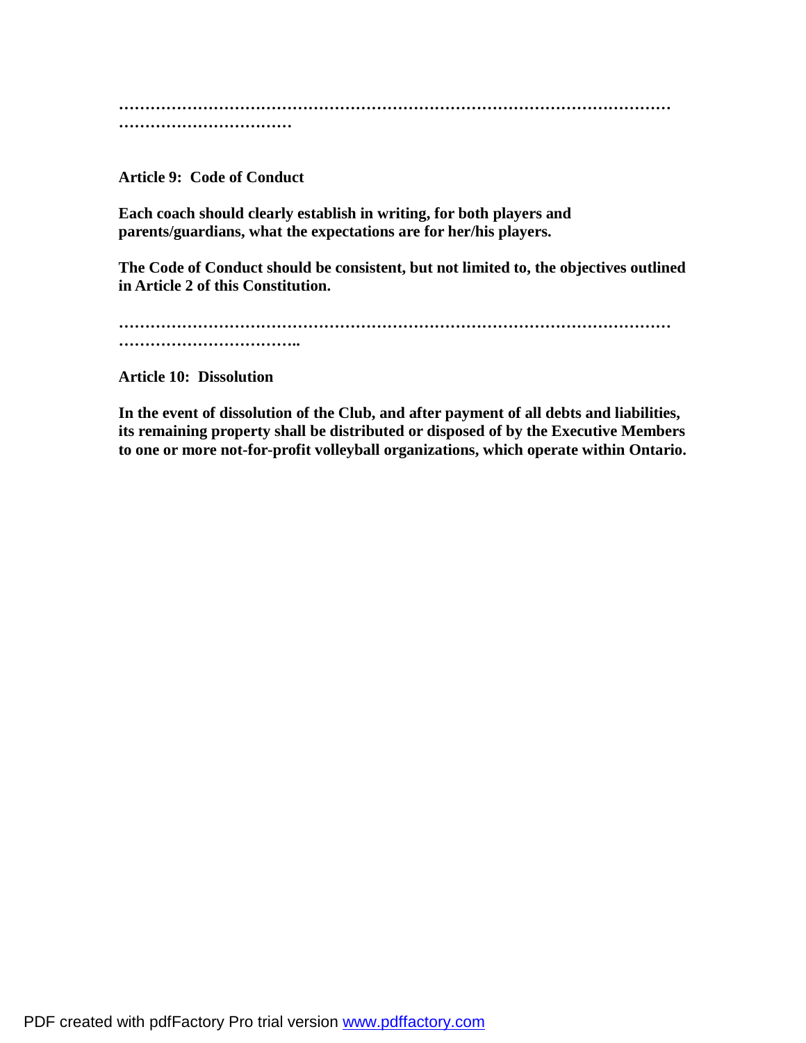……………………………………………………………………………………………
……………………………

**Article 9: Code of Conduct**

**Each coach should clearly establish in writing, for both players and parents/guardians, what the expectations are for her/his players.**

**The Code of Conduct should be consistent, but not limited to, the objectives outlined in Article 2 of this Constitution.**

……………………………………………………………………………………………
……………………………..

**Article 10: Dissolution**

**In the event of dissolution of the Club, and after payment of all debts and liabilities, its remaining property shall be distributed or disposed of by the Executive Members to one or more not-for-profit volleyball organizations, which operate within Ontario.**